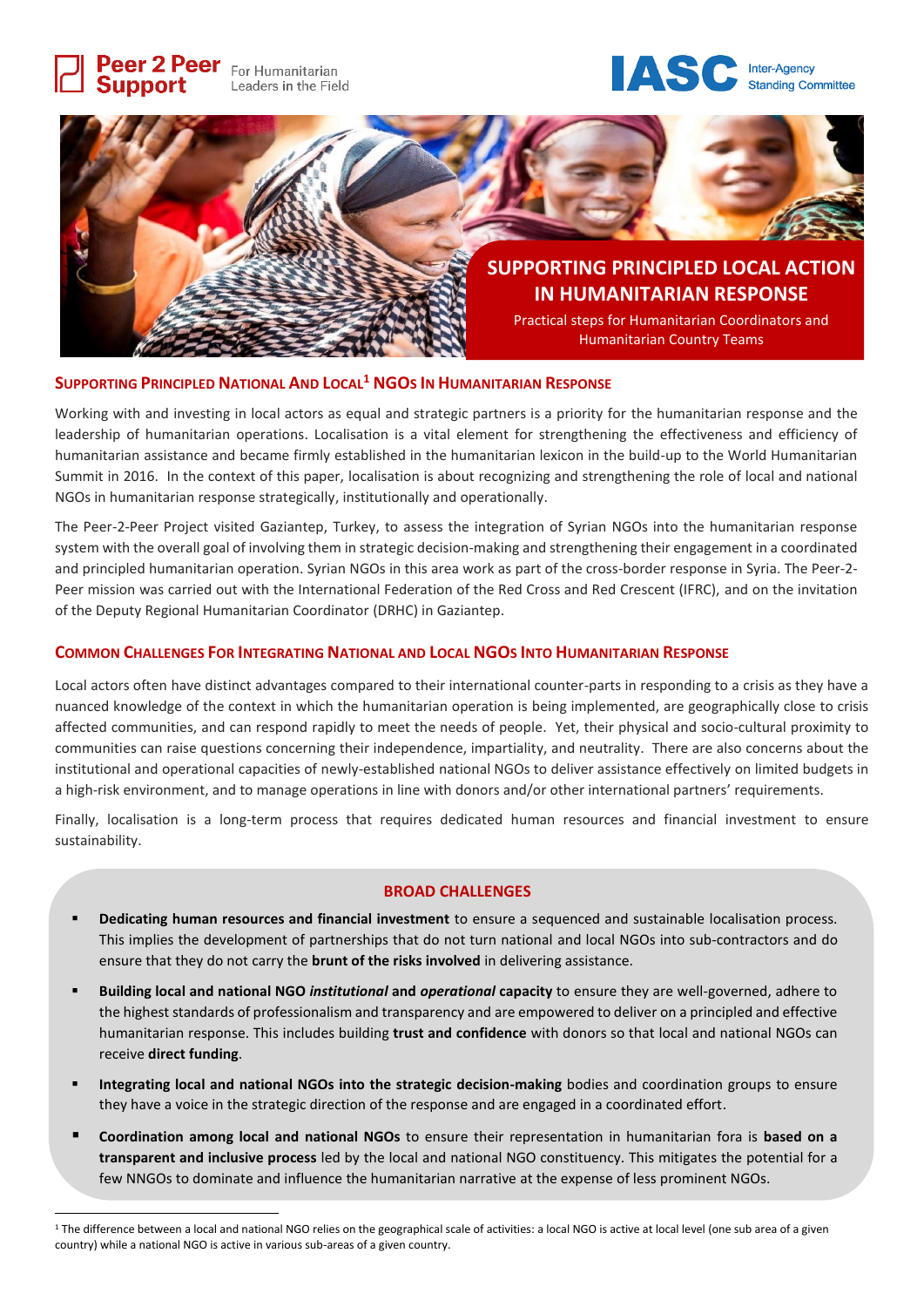Peer 2 Peer Support — For Humanitarian Leaders in the Field

IASC Inter-Agency Standing Committee

# SUPPORTING PRINCIPLED LOCAL ACTION IN HUMANITARIAN RESPONSE

Practical steps for Humanitarian Coordinators and Humanitarian Country Teams

## Supporting Principled National And Local[1] NGOs In Humanitarian Response

Working with and investing in local actors as equal and strategic partners is a priority for the humanitarian response and the leadership of humanitarian operations. Localisation is a vital element for strengthening the effectiveness and efficiency of humanitarian assistance and became firmly established in the humanitarian lexicon in the build-up to the World Humanitarian Summit in 2016. In the context of this paper, localisation is about recognizing and strengthening the role of local and national NGOs in humanitarian response strategically, institutionally and operationally.

The Peer-2-Peer Project visited Gaziantep, Turkey, to assess the integration of Syrian NGOs into the humanitarian response system with the overall goal of involving them in strategic decision-making and strengthening their engagement in a coordinated and principled humanitarian operation. Syrian NGOs in this area work as part of the cross-border response in Syria. The Peer-2-Peer mission was carried out with the International Federation of the Red Cross and Red Crescent (IFRC), and on the invitation of the Deputy Regional Humanitarian Coordinator (DRHC) in Gaziantep.

## Common Challenges For Integrating National and Local NGOs Into Humanitarian Response

Local actors often have distinct advantages compared to their international counter-parts in responding to a crisis as they have a nuanced knowledge of the context in which the humanitarian operation is being implemented, are geographically close to crisis affected communities, and can respond rapidly to meet the needs of people. Yet, their physical and socio-cultural proximity to communities can raise questions concerning their independence, impartiality, and neutrality. There are also concerns about the institutional and operational capacities of newly-established national NGOs to deliver assistance effectively on limited budgets in a high-risk environment, and to manage operations in line with donors and/or other international partners' requirements.

Finally, localisation is a long-term process that requires dedicated human resources and financial investment to ensure sustainability.

### BROAD CHALLENGES

- **Dedicating human resources and financial investment** to ensure a sequenced and sustainable localisation process. This implies the development of partnerships that do not turn national and local NGOs into sub-contractors and do ensure that they do not carry the **brunt of the risks involved** in delivering assistance.
- **Building local and national NGO *institutional* and *operational* capacity** to ensure they are well-governed, adhere to the highest standards of professionalism and transparency and are empowered to deliver on a principled and effective humanitarian response. This includes building **trust and confidence** with donors so that local and national NGOs can receive **direct funding**.
- **Integrating local and national NGOs into the strategic decision-making** bodies and coordination groups to ensure they have a voice in the strategic direction of the response and are engaged in a coordinated effort.
- **Coordination among local and national NGOs** to ensure their representation in humanitarian fora is **based on a transparent and inclusive process** led by the local and national NGO constituency. This mitigates the potential for a few NNGOs to dominate and influence the humanitarian narrative at the expense of less prominent NGOs.

[1] The difference between a local and national NGO relies on the geographical scale of activities: a local NGO is active at local level (one sub area of a given country) while a national NGO is active in various sub-areas of a given country.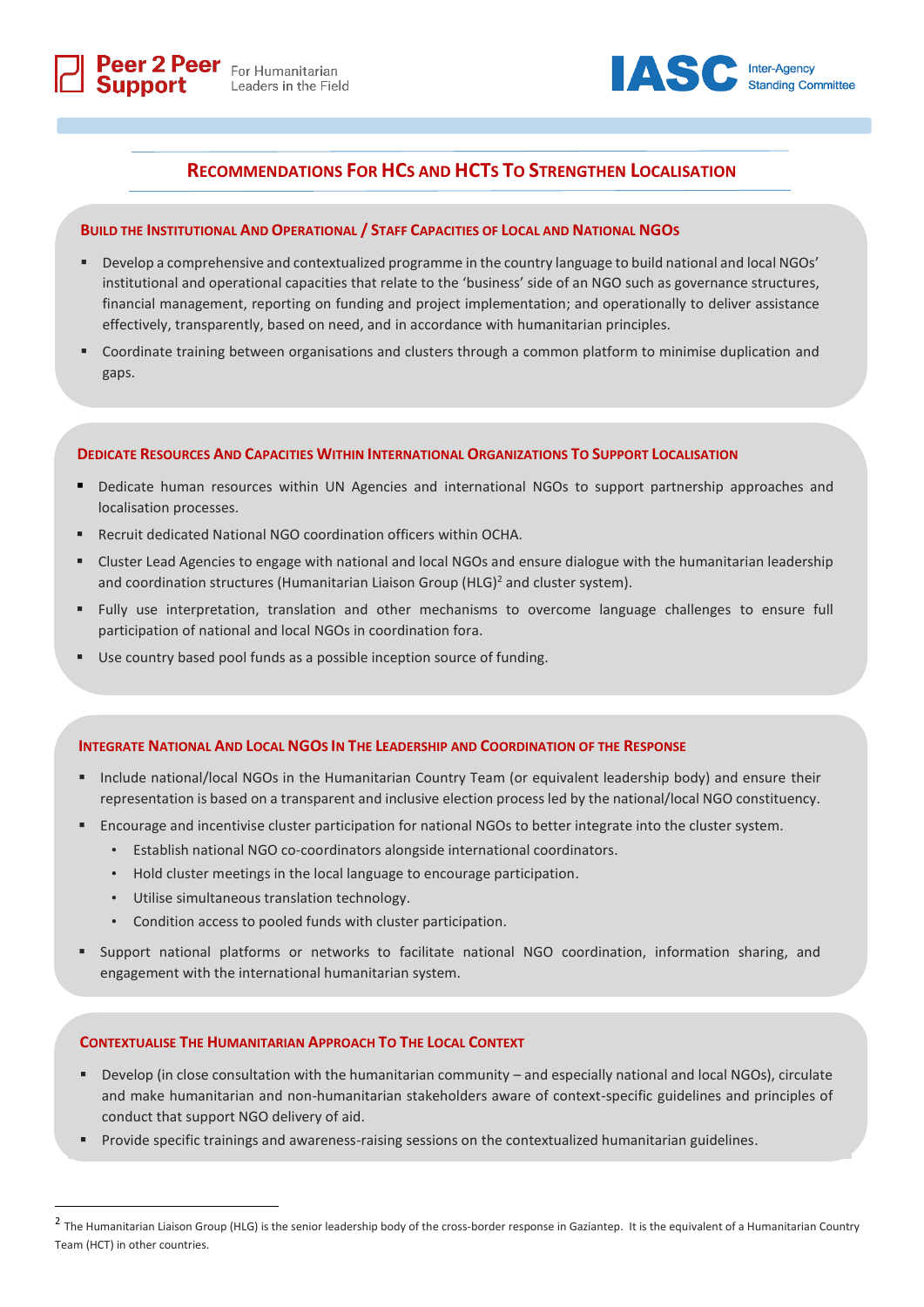## Recommendations For HCs and HCTs To Strengthen Localisation

### Build the Institutional And Operational / Staff Capacities of Local and National NGOs

- Develop a comprehensive and contextualized programme in the country language to build national and local NGOs' institutional and operational capacities that relate to the 'business' side of an NGO such as governance structures, financial management, reporting on funding and project implementation; and operationally to deliver assistance effectively, transparently, based on need, and in accordance with humanitarian principles.
- Coordinate training between organisations and clusters through a common platform to minimise duplication and gaps.

### Dedicate Resources And Capacities Within International Organizations To Support Localisation

- Dedicate human resources within UN Agencies and international NGOs to support partnership approaches and localisation processes.
- Recruit dedicated National NGO coordination officers within OCHA.
- Cluster Lead Agencies to engage with national and local NGOs and ensure dialogue with the humanitarian leadership and coordination structures (Humanitarian Liaison Group (HLG)[2] and cluster system).
- Fully use interpretation, translation and other mechanisms to overcome language challenges to ensure full participation of national and local NGOs in coordination fora.
- Use country based pool funds as a possible inception source of funding.

### Integrate National And Local NGOs In The Leadership and Coordination of the Response

- Include national/local NGOs in the Humanitarian Country Team (or equivalent leadership body) and ensure their representation is based on a transparent and inclusive election process led by the national/local NGO constituency.
- Encourage and incentivise cluster participation for national NGOs to better integrate into the cluster system.
  - Establish national NGO co-coordinators alongside international coordinators.
  - Hold cluster meetings in the local language to encourage participation.
  - Utilise simultaneous translation technology.
  - Condition access to pooled funds with cluster participation.
- Support national platforms or networks to facilitate national NGO coordination, information sharing, and engagement with the international humanitarian system.

### Contextualise The Humanitarian Approach To The Local Context

- Develop (in close consultation with the humanitarian community – and especially national and local NGOs), circulate and make humanitarian and non-humanitarian stakeholders aware of context-specific guidelines and principles of conduct that support NGO delivery of aid.
- Provide specific trainings and awareness-raising sessions on the contextualized humanitarian guidelines.

---

[2] The Humanitarian Liaison Group (HLG) is the senior leadership body of the cross-border response in Gaziantep. It is the equivalent of a Humanitarian Country Team (HCT) in other countries.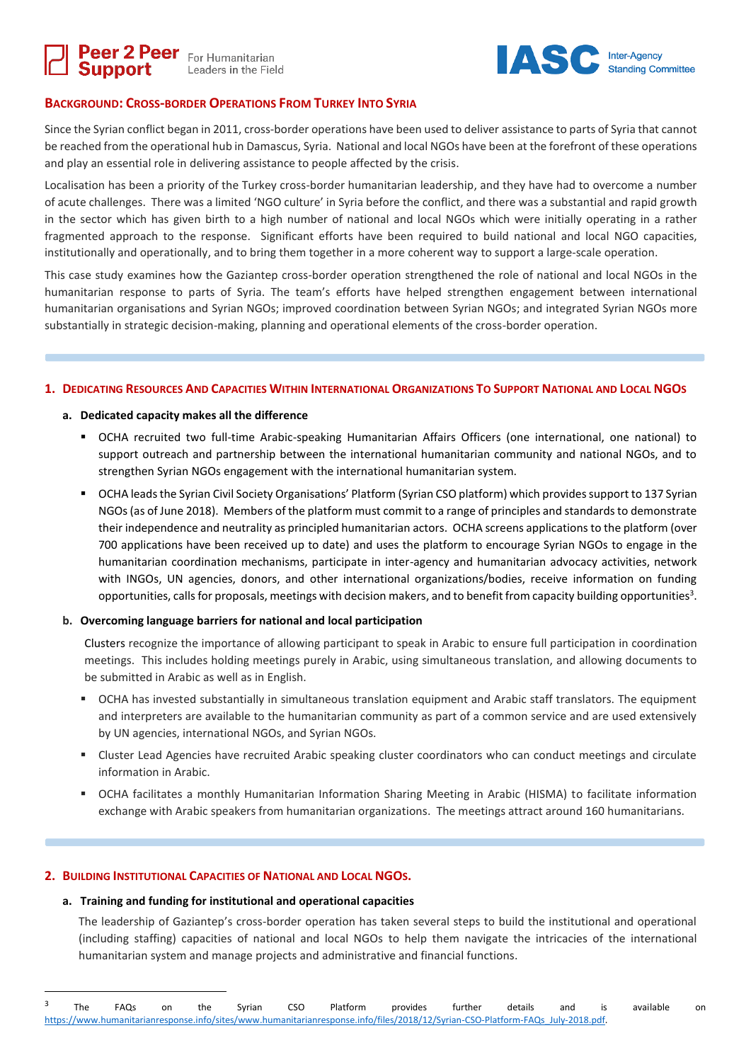## Background: Cross-border Operations From Turkey Into Syria

Since the Syrian conflict began in 2011, cross-border operations have been used to deliver assistance to parts of Syria that cannot be reached from the operational hub in Damascus, Syria. National and local NGOs have been at the forefront of these operations and play an essential role in delivering assistance to people affected by the crisis.

Localisation has been a priority of the Turkey cross-border humanitarian leadership, and they have had to overcome a number of acute challenges. There was a limited 'NGO culture' in Syria before the conflict, and there was a substantial and rapid growth in the sector which has given birth to a high number of national and local NGOs which were initially operating in a rather fragmented approach to the response. Significant efforts have been required to build national and local NGO capacities, institutionally and operationally, and to bring them together in a more coherent way to support a large-scale operation.

This case study examines how the Gaziantep cross-border operation strengthened the role of national and local NGOs in the humanitarian response to parts of Syria. The team's efforts have helped strengthen engagement between international humanitarian organisations and Syrian NGOs; improved coordination between Syrian NGOs; and integrated Syrian NGOs more substantially in strategic decision-making, planning and operational elements of the cross-border operation.

## 1. Dedicating Resources And Capacities Within International Organizations To Support National and Local NGOs

### a. Dedicated capacity makes all the difference

- OCHA recruited two full-time Arabic-speaking Humanitarian Affairs Officers (one international, one national) to support outreach and partnership between the international humanitarian community and national NGOs, and to strengthen Syrian NGOs engagement with the international humanitarian system.
- OCHA leads the Syrian Civil Society Organisations' Platform (Syrian CSO platform) which provides support to 137 Syrian NGOs (as of June 2018). Members of the platform must commit to a range of principles and standards to demonstrate their independence and neutrality as principled humanitarian actors. OCHA screens applications to the platform (over 700 applications have been received up to date) and uses the platform to encourage Syrian NGOs to engage in the humanitarian coordination mechanisms, participate in inter-agency and humanitarian advocacy activities, network with INGOs, UN agencies, donors, and other international organizations/bodies, receive information on funding opportunities, calls for proposals, meetings with decision makers, and to benefit from capacity building opportunities[3].

### b. Overcoming language barriers for national and local participation

Clusters recognize the importance of allowing participant to speak in Arabic to ensure full participation in coordination meetings. This includes holding meetings purely in Arabic, using simultaneous translation, and allowing documents to be submitted in Arabic as well as in English.

- OCHA has invested substantially in simultaneous translation equipment and Arabic staff translators. The equipment and interpreters are available to the humanitarian community as part of a common service and are used extensively by UN agencies, international NGOs, and Syrian NGOs.
- Cluster Lead Agencies have recruited Arabic speaking cluster coordinators who can conduct meetings and circulate information in Arabic.
- OCHA facilitates a monthly Humanitarian Information Sharing Meeting in Arabic (HISMA) to facilitate information exchange with Arabic speakers from humanitarian organizations. The meetings attract around 160 humanitarians.

## 2. Building Institutional Capacities of National and Local NGOs.

### a. Training and funding for institutional and operational capacities

The leadership of Gaziantep's cross-border operation has taken several steps to build the institutional and operational (including staffing) capacities of national and local NGOs to help them navigate the intricacies of the international humanitarian system and manage projects and administrative and financial functions.

---

[3] The FAQs on the Syrian CSO Platform provides further details and is available on https://www.humanitarianresponse.info/sites/www.humanitarianresponse.info/files/2018/12/Syrian-CSO-Platform-FAQs_July-2018.pdf.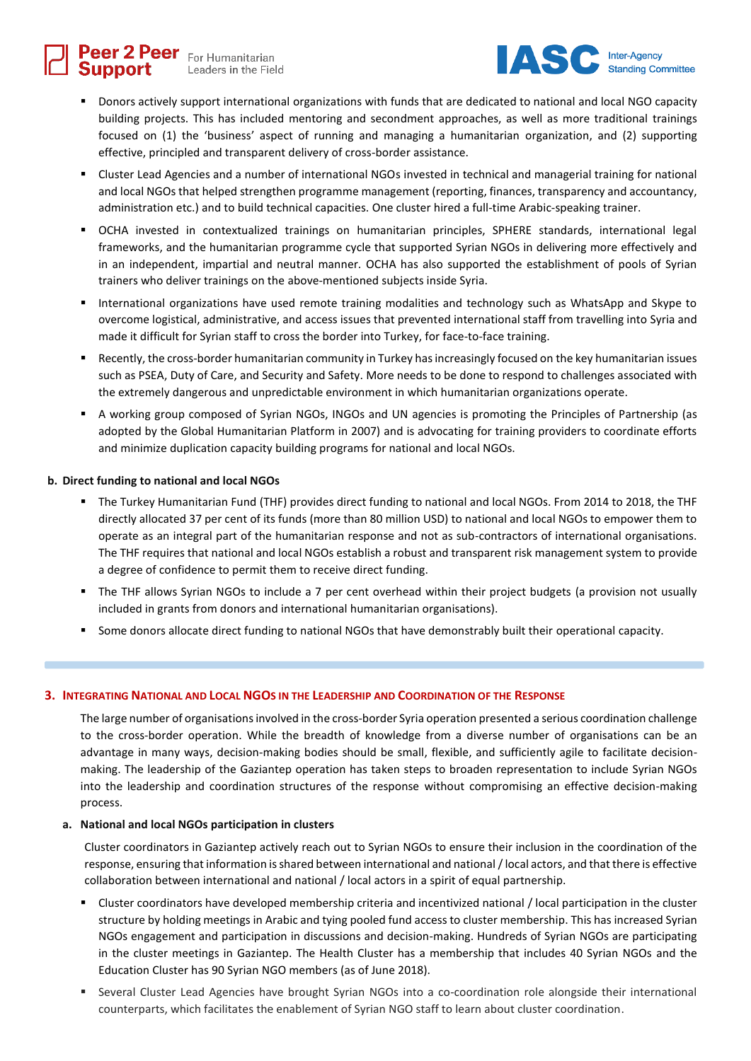- Donors actively support international organizations with funds that are dedicated to national and local NGO capacity building projects. This has included mentoring and secondment approaches, as well as more traditional trainings focused on (1) the 'business' aspect of running and managing a humanitarian organization, and (2) supporting effective, principled and transparent delivery of cross-border assistance.
- Cluster Lead Agencies and a number of international NGOs invested in technical and managerial training for national and local NGOs that helped strengthen programme management (reporting, finances, transparency and accountancy, administration etc.) and to build technical capacities. One cluster hired a full-time Arabic-speaking trainer.
- OCHA invested in contextualized trainings on humanitarian principles, SPHERE standards, international legal frameworks, and the humanitarian programme cycle that supported Syrian NGOs in delivering more effectively and in an independent, impartial and neutral manner. OCHA has also supported the establishment of pools of Syrian trainers who deliver trainings on the above-mentioned subjects inside Syria.
- International organizations have used remote training modalities and technology such as WhatsApp and Skype to overcome logistical, administrative, and access issues that prevented international staff from travelling into Syria and made it difficult for Syrian staff to cross the border into Turkey, for face-to-face training.
- Recently, the cross-border humanitarian community in Turkey has increasingly focused on the key humanitarian issues such as PSEA, Duty of Care, and Security and Safety. More needs to be done to respond to challenges associated with the extremely dangerous and unpredictable environment in which humanitarian organizations operate.
- A working group composed of Syrian NGOs, INGOs and UN agencies is promoting the Principles of Partnership (as adopted by the Global Humanitarian Platform in 2007) and is advocating for training providers to coordinate efforts and minimize duplication capacity building programs for national and local NGOs.

**b. Direct funding to national and local NGOs**

- The Turkey Humanitarian Fund (THF) provides direct funding to national and local NGOs. From 2014 to 2018, the THF directly allocated 37 per cent of its funds (more than 80 million USD) to national and local NGOs to empower them to operate as an integral part of the humanitarian response and not as sub-contractors of international organisations. The THF requires that national and local NGOs establish a robust and transparent risk management system to provide a degree of confidence to permit them to receive direct funding.
- The THF allows Syrian NGOs to include a 7 per cent overhead within their project budgets (a provision not usually included in grants from donors and international humanitarian organisations).
- Some donors allocate direct funding to national NGOs that have demonstrably built their operational capacity.

## 3. Integrating National and Local NGOs in the Leadership and Coordination of the Response

The large number of organisations involved in the cross-border Syria operation presented a serious coordination challenge to the cross-border operation. While the breadth of knowledge from a diverse number of organisations can be an advantage in many ways, decision-making bodies should be small, flexible, and sufficiently agile to facilitate decision-making. The leadership of the Gaziantep operation has taken steps to broaden representation to include Syrian NGOs into the leadership and coordination structures of the response without compromising an effective decision-making process.

**a. National and local NGOs participation in clusters**

Cluster coordinators in Gaziantep actively reach out to Syrian NGOs to ensure their inclusion in the coordination of the response, ensuring that information is shared between international and national / local actors, and that there is effective collaboration between international and national / local actors in a spirit of equal partnership.

- Cluster coordinators have developed membership criteria and incentivized national / local participation in the cluster structure by holding meetings in Arabic and tying pooled fund access to cluster membership. This has increased Syrian NGOs engagement and participation in discussions and decision-making. Hundreds of Syrian NGOs are participating in the cluster meetings in Gaziantep. The Health Cluster has a membership that includes 40 Syrian NGOs and the Education Cluster has 90 Syrian NGO members (as of June 2018).
- Several Cluster Lead Agencies have brought Syrian NGOs into a co-coordination role alongside their international counterparts, which facilitates the enablement of Syrian NGO staff to learn about cluster coordination.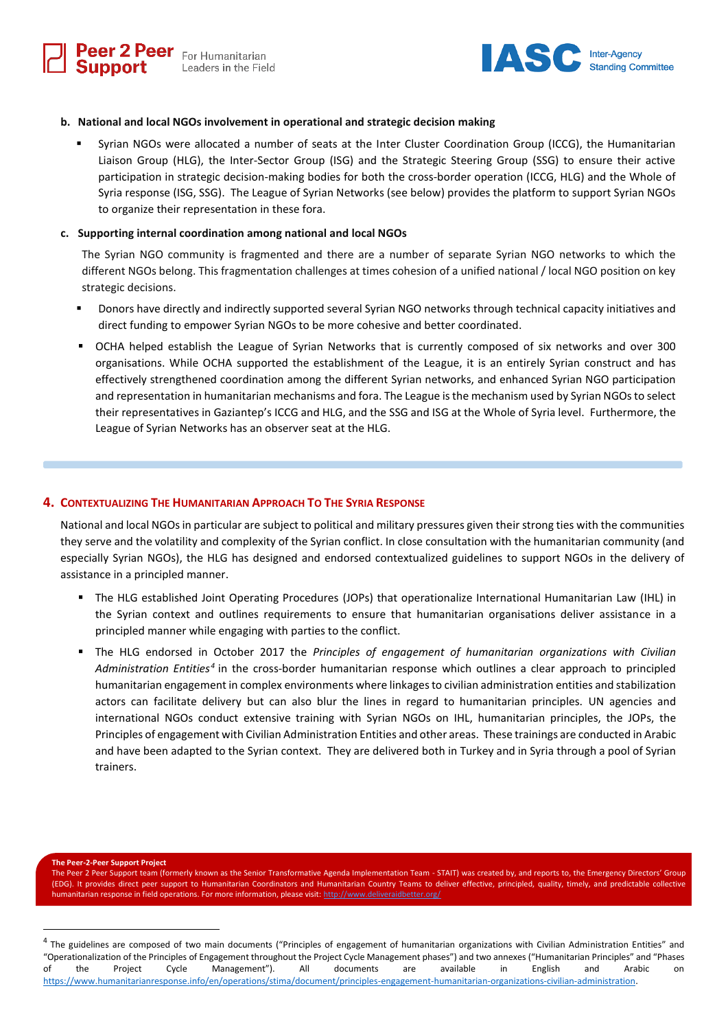**b. National and local NGOs involvement in operational and strategic decision making**

- Syrian NGOs were allocated a number of seats at the Inter Cluster Coordination Group (ICCG), the Humanitarian Liaison Group (HLG), the Inter-Sector Group (ISG) and the Strategic Steering Group (SSG) to ensure their active participation in strategic decision-making bodies for both the cross-border operation (ICCG, HLG) and the Whole of Syria response (ISG, SSG). The League of Syrian Networks (see below) provides the platform to support Syrian NGOs to organize their representation in these fora.

**c. Supporting internal coordination among national and local NGOs**

The Syrian NGO community is fragmented and there are a number of separate Syrian NGO networks to which the different NGOs belong. This fragmentation challenges at times cohesion of a unified national / local NGO position on key strategic decisions.

- Donors have directly and indirectly supported several Syrian NGO networks through technical capacity initiatives and direct funding to empower Syrian NGOs to be more cohesive and better coordinated.
- OCHA helped establish the League of Syrian Networks that is currently composed of six networks and over 300 organisations. While OCHA supported the establishment of the League, it is an entirely Syrian construct and has effectively strengthened coordination among the different Syrian networks, and enhanced Syrian NGO participation and representation in humanitarian mechanisms and fora. The League is the mechanism used by Syrian NGOs to select their representatives in Gaziantep's ICCG and HLG, and the SSG and ISG at the Whole of Syria level. Furthermore, the League of Syrian Networks has an observer seat at the HLG.

## 4. Contextualizing The Humanitarian Approach To The Syria Response

National and local NGOs in particular are subject to political and military pressures given their strong ties with the communities they serve and the volatility and complexity of the Syrian conflict. In close consultation with the humanitarian community (and especially Syrian NGOs), the HLG has designed and endorsed contextualized guidelines to support NGOs in the delivery of assistance in a principled manner.

- The HLG established Joint Operating Procedures (JOPs) that operationalize International Humanitarian Law (IHL) in the Syrian context and outlines requirements to ensure that humanitarian organisations deliver assistance in a principled manner while engaging with parties to the conflict.
- The HLG endorsed in October 2017 the *Principles of engagement of humanitarian organizations with Civilian Administration Entities*[4] in the cross-border humanitarian response which outlines a clear approach to principled humanitarian engagement in complex environments where linkages to civilian administration entities and stabilization actors can facilitate delivery but can also blur the lines in regard to humanitarian principles. UN agencies and international NGOs conduct extensive training with Syrian NGOs on IHL, humanitarian principles, the JOPs, the Principles of engagement with Civilian Administration Entities and other areas. These trainings are conducted in Arabic and have been adapted to the Syrian context. They are delivered both in Turkey and in Syria through a pool of Syrian trainers.

**The Peer-2-Peer Support Project**
The Peer 2 Peer Support team (formerly known as the Senior Transformative Agenda Implementation Team - STAIT) was created by, and reports to, the Emergency Directors' Group (EDG). It provides direct peer support to Humanitarian Coordinators and Humanitarian Country Teams to deliver effective, principled, quality, timely, and predictable collective humanitarian response in field operations. For more information, please visit: http://www.deliveraidbetter.org/

[4] The guidelines are composed of two main documents ("Principles of engagement of humanitarian organizations with Civilian Administration Entities" and "Operationalization of the Principles of Engagement throughout the Project Cycle Management phases") and two annexes ("Humanitarian Principles" and "Phases of the Project Cycle Management"). All documents are available in English and Arabic on https://www.humanitarianresponse.info/en/operations/stima/document/principles-engagement-humanitarian-organizations-civilian-administration.